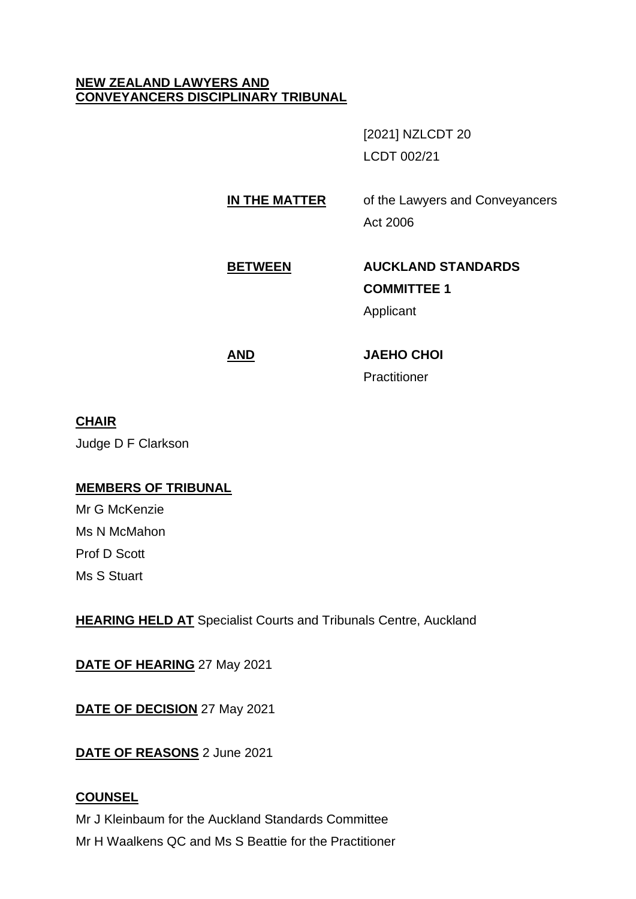**NEW ZEALAND LAWYERS AND CONVEYANCERS DISCIPLINARY TRIBUNAL**

[2021] NZLCDT 20

LCDT 002/21

**IN THE MATTER** of the Lawyers and Conveyancers Act 2006

**BETWEEN** **AUCKLAND STANDARDS COMMITTEE 1**
Applicant

**AND** **JAEHO CHOI**
Practitioner

**CHAIR**

Judge D F Clarkson

**MEMBERS OF TRIBUNAL**

Mr G McKenzie

Ms N McMahon

Prof D Scott

Ms S Stuart

**HEARING HELD AT** Specialist Courts and Tribunals Centre, Auckland

**DATE OF HEARING** 27 May 2021

**DATE OF DECISION** 27 May 2021

**DATE OF REASONS** 2 June 2021

**COUNSEL**

Mr J Kleinbaum for the Auckland Standards Committee

Mr H Waalkens QC and Ms S Beattie for the Practitioner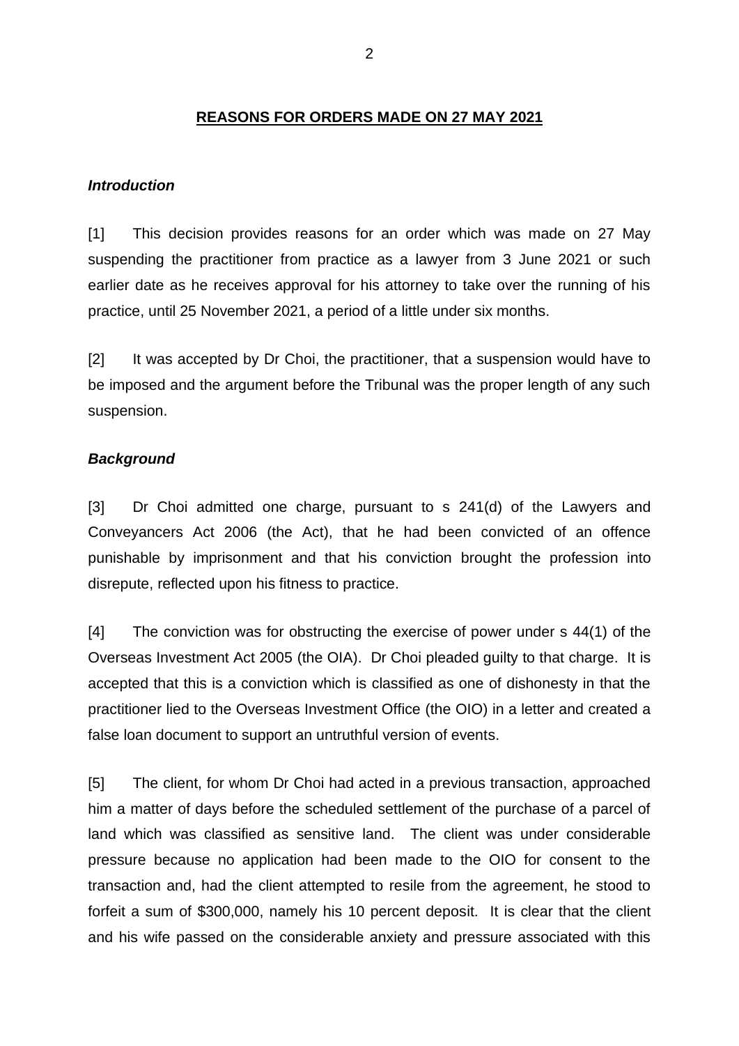## REASONS FOR ORDERS MADE ON 27 MAY 2021

### *Introduction*

[1] This decision provides reasons for an order which was made on 27 May suspending the practitioner from practice as a lawyer from 3 June 2021 or such earlier date as he receives approval for his attorney to take over the running of his practice, until 25 November 2021, a period of a little under six months.

[2] It was accepted by Dr Choi, the practitioner, that a suspension would have to be imposed and the argument before the Tribunal was the proper length of any such suspension.

### *Background*

[3] Dr Choi admitted one charge, pursuant to s 241(d) of the Lawyers and Conveyancers Act 2006 (the Act), that he had been convicted of an offence punishable by imprisonment and that his conviction brought the profession into disrepute, reflected upon his fitness to practice.

[4] The conviction was for obstructing the exercise of power under s 44(1) of the Overseas Investment Act 2005 (the OIA). Dr Choi pleaded guilty to that charge. It is accepted that this is a conviction which is classified as one of dishonesty in that the practitioner lied to the Overseas Investment Office (the OIO) in a letter and created a false loan document to support an untruthful version of events.

[5] The client, for whom Dr Choi had acted in a previous transaction, approached him a matter of days before the scheduled settlement of the purchase of a parcel of land which was classified as sensitive land. The client was under considerable pressure because no application had been made to the OIO for consent to the transaction and, had the client attempted to resile from the agreement, he stood to forfeit a sum of $300,000, namely his 10 percent deposit. It is clear that the client and his wife passed on the considerable anxiety and pressure associated with this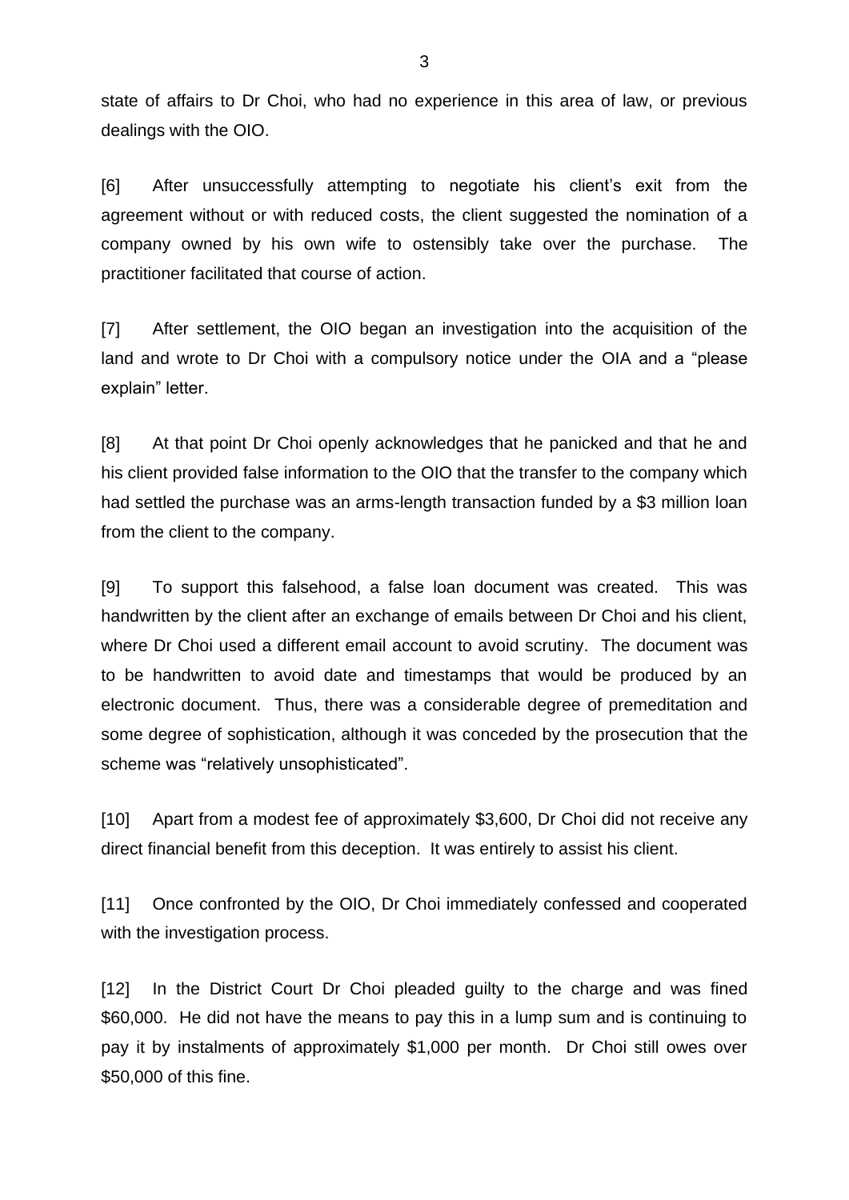state of affairs to Dr Choi, who had no experience in this area of law, or previous dealings with the OIO.

[6] After unsuccessfully attempting to negotiate his client's exit from the agreement without or with reduced costs, the client suggested the nomination of a company owned by his own wife to ostensibly take over the purchase. The practitioner facilitated that course of action.

[7] After settlement, the OIO began an investigation into the acquisition of the land and wrote to Dr Choi with a compulsory notice under the OIA and a "please explain" letter.

[8] At that point Dr Choi openly acknowledges that he panicked and that he and his client provided false information to the OIO that the transfer to the company which had settled the purchase was an arms-length transaction funded by a $3 million loan from the client to the company.

[9] To support this falsehood, a false loan document was created. This was handwritten by the client after an exchange of emails between Dr Choi and his client, where Dr Choi used a different email account to avoid scrutiny. The document was to be handwritten to avoid date and timestamps that would be produced by an electronic document. Thus, there was a considerable degree of premeditation and some degree of sophistication, although it was conceded by the prosecution that the scheme was "relatively unsophisticated".

[10] Apart from a modest fee of approximately $3,600, Dr Choi did not receive any direct financial benefit from this deception. It was entirely to assist his client.

[11] Once confronted by the OIO, Dr Choi immediately confessed and cooperated with the investigation process.

[12] In the District Court Dr Choi pleaded guilty to the charge and was fined $60,000. He did not have the means to pay this in a lump sum and is continuing to pay it by instalments of approximately $1,000 per month. Dr Choi still owes over $50,000 of this fine.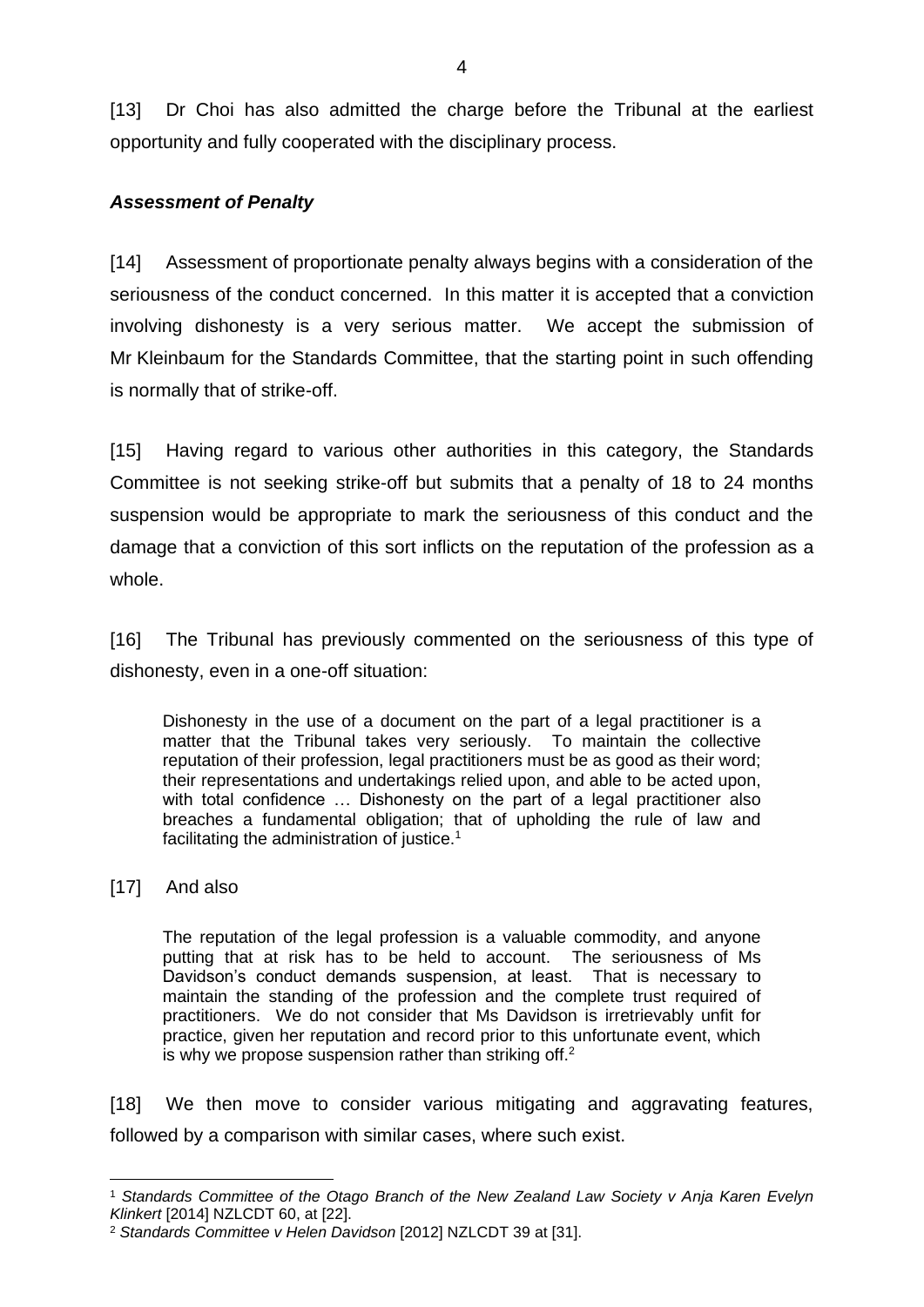[13] Dr Choi has also admitted the charge before the Tribunal at the earliest opportunity and fully cooperated with the disciplinary process.

***Assessment of Penalty***

[14] Assessment of proportionate penalty always begins with a consideration of the seriousness of the conduct concerned. In this matter it is accepted that a conviction involving dishonesty is a very serious matter. We accept the submission of Mr Kleinbaum for the Standards Committee, that the starting point in such offending is normally that of strike-off.

[15] Having regard to various other authorities in this category, the Standards Committee is not seeking strike-off but submits that a penalty of 18 to 24 months suspension would be appropriate to mark the seriousness of this conduct and the damage that a conviction of this sort inflicts on the reputation of the profession as a whole.

[16] The Tribunal has previously commented on the seriousness of this type of dishonesty, even in a one-off situation:

> Dishonesty in the use of a document on the part of a legal practitioner is a matter that the Tribunal takes very seriously. To maintain the collective reputation of their profession, legal practitioners must be as good as their word; their representations and undertakings relied upon, and able to be acted upon, with total confidence … Dishonesty on the part of a legal practitioner also breaches a fundamental obligation; that of upholding the rule of law and facilitating the administration of justice.[1]

[17] And also

> The reputation of the legal profession is a valuable commodity, and anyone putting that at risk has to be held to account. The seriousness of Ms Davidson's conduct demands suspension, at least. That is necessary to maintain the standing of the profession and the complete trust required of practitioners. We do not consider that Ms Davidson is irretrievably unfit for practice, given her reputation and record prior to this unfortunate event, which is why we propose suspension rather than striking off.[2]

[18] We then move to consider various mitigating and aggravating features, followed by a comparison with similar cases, where such exist.

---

[1] *Standards Committee of the Otago Branch of the New Zealand Law Society v Anja Karen Evelyn Klinkert* [2014] NZLCDT 60, at [22].

[2] *Standards Committee v Helen Davidson* [2012] NZLCDT 39 at [31].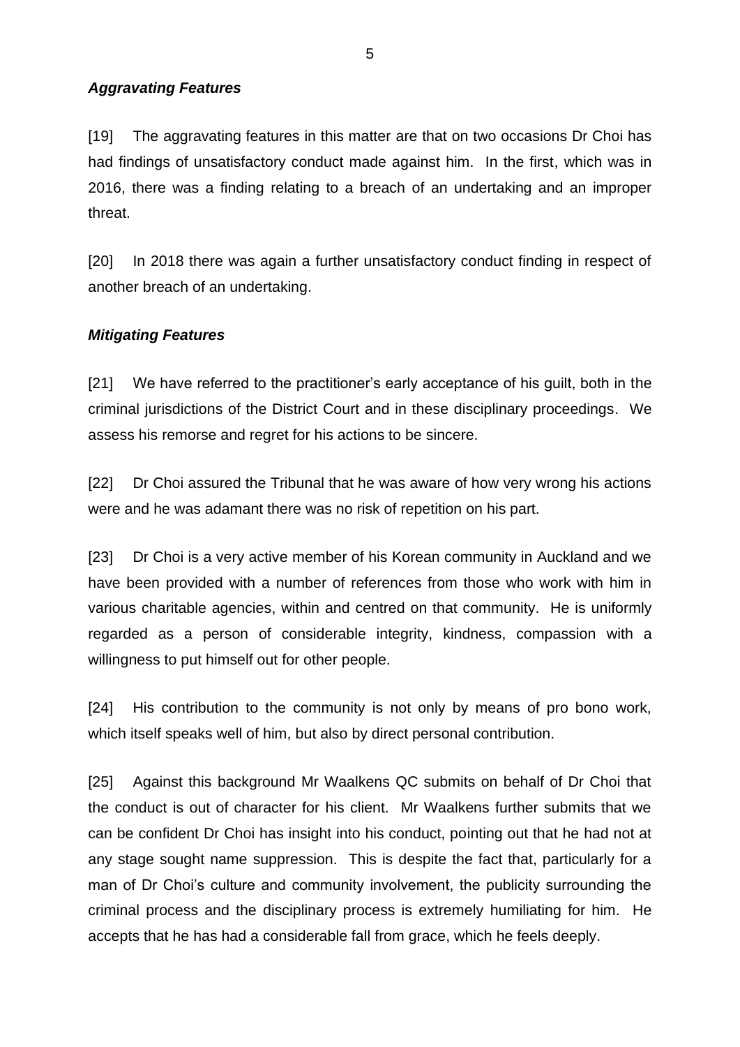***Aggravating Features***

[19] The aggravating features in this matter are that on two occasions Dr Choi has had findings of unsatisfactory conduct made against him. In the first, which was in 2016, there was a finding relating to a breach of an undertaking and an improper threat.

[20] In 2018 there was again a further unsatisfactory conduct finding in respect of another breach of an undertaking.

***Mitigating Features***

[21] We have referred to the practitioner's early acceptance of his guilt, both in the criminal jurisdictions of the District Court and in these disciplinary proceedings. We assess his remorse and regret for his actions to be sincere.

[22] Dr Choi assured the Tribunal that he was aware of how very wrong his actions were and he was adamant there was no risk of repetition on his part.

[23] Dr Choi is a very active member of his Korean community in Auckland and we have been provided with a number of references from those who work with him in various charitable agencies, within and centred on that community. He is uniformly regarded as a person of considerable integrity, kindness, compassion with a willingness to put himself out for other people.

[24] His contribution to the community is not only by means of pro bono work, which itself speaks well of him, but also by direct personal contribution.

[25] Against this background Mr Waalkens QC submits on behalf of Dr Choi that the conduct is out of character for his client. Mr Waalkens further submits that we can be confident Dr Choi has insight into his conduct, pointing out that he had not at any stage sought name suppression. This is despite the fact that, particularly for a man of Dr Choi's culture and community involvement, the publicity surrounding the criminal process and the disciplinary process is extremely humiliating for him. He accepts that he has had a considerable fall from grace, which he feels deeply.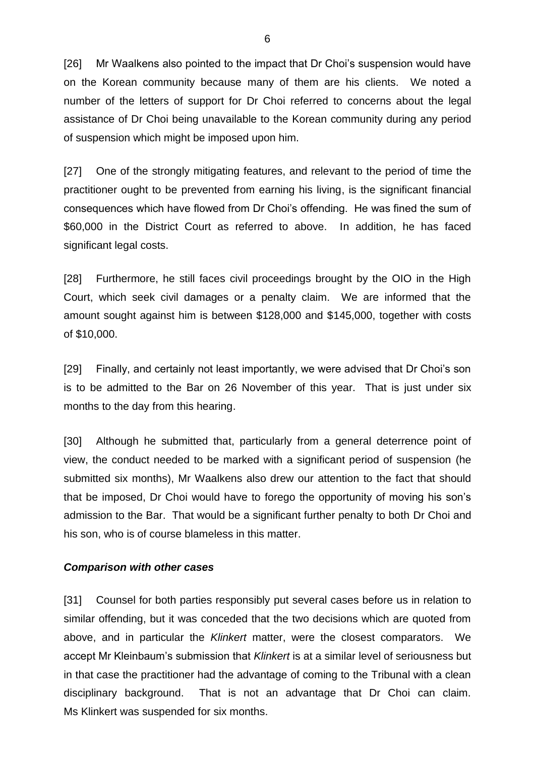[26] Mr Waalkens also pointed to the impact that Dr Choi's suspension would have on the Korean community because many of them are his clients. We noted a number of the letters of support for Dr Choi referred to concerns about the legal assistance of Dr Choi being unavailable to the Korean community during any period of suspension which might be imposed upon him.

[27] One of the strongly mitigating features, and relevant to the period of time the practitioner ought to be prevented from earning his living, is the significant financial consequences which have flowed from Dr Choi's offending. He was fined the sum of $60,000 in the District Court as referred to above. In addition, he has faced significant legal costs.

[28] Furthermore, he still faces civil proceedings brought by the OIO in the High Court, which seek civil damages or a penalty claim. We are informed that the amount sought against him is between $128,000 and $145,000, together with costs of $10,000.

[29] Finally, and certainly not least importantly, we were advised that Dr Choi's son is to be admitted to the Bar on 26 November of this year. That is just under six months to the day from this hearing.

[30] Although he submitted that, particularly from a general deterrence point of view, the conduct needed to be marked with a significant period of suspension (he submitted six months), Mr Waalkens also drew our attention to the fact that should that be imposed, Dr Choi would have to forego the opportunity of moving his son's admission to the Bar. That would be a significant further penalty to both Dr Choi and his son, who is of course blameless in this matter.

### *Comparison with other cases*

[31] Counsel for both parties responsibly put several cases before us in relation to similar offending, but it was conceded that the two decisions which are quoted from above, and in particular the *Klinkert* matter, were the closest comparators. We accept Mr Kleinbaum's submission that *Klinkert* is at a similar level of seriousness but in that case the practitioner had the advantage of coming to the Tribunal with a clean disciplinary background. That is not an advantage that Dr Choi can claim. Ms Klinkert was suspended for six months.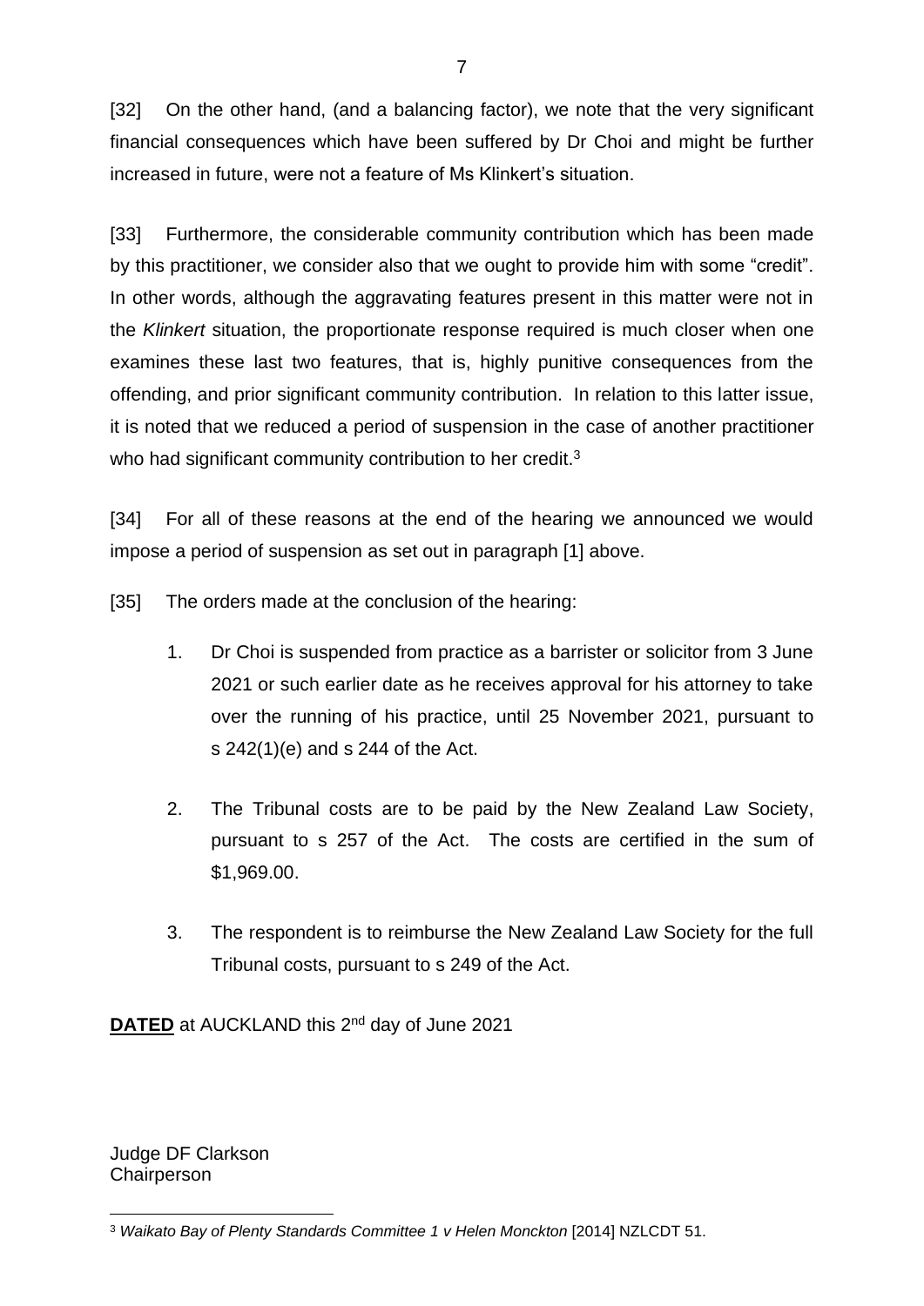[32] On the other hand, (and a balancing factor), we note that the very significant financial consequences which have been suffered by Dr Choi and might be further increased in future, were not a feature of Ms Klinkert's situation.

[33] Furthermore, the considerable community contribution which has been made by this practitioner, we consider also that we ought to provide him with some "credit". In other words, although the aggravating features present in this matter were not in the *Klinkert* situation, the proportionate response required is much closer when one examines these last two features, that is, highly punitive consequences from the offending, and prior significant community contribution. In relation to this latter issue, it is noted that we reduced a period of suspension in the case of another practitioner who had significant community contribution to her credit.[3]

[34] For all of these reasons at the end of the hearing we announced we would impose a period of suspension as set out in paragraph [1] above.

[35] The orders made at the conclusion of the hearing:

1. Dr Choi is suspended from practice as a barrister or solicitor from 3 June 2021 or such earlier date as he receives approval for his attorney to take over the running of his practice, until 25 November 2021, pursuant to s 242(1)(e) and s 244 of the Act.

2. The Tribunal costs are to be paid by the New Zealand Law Society, pursuant to s 257 of the Act. The costs are certified in the sum of $1,969.00.

3. The respondent is to reimburse the New Zealand Law Society for the full Tribunal costs, pursuant to s 249 of the Act.

**DATED** at AUCKLAND this 2nd day of June 2021

Judge DF Clarkson
Chairperson

[3] *Waikato Bay of Plenty Standards Committee 1 v Helen Monckton* [2014] NZLCDT 51.